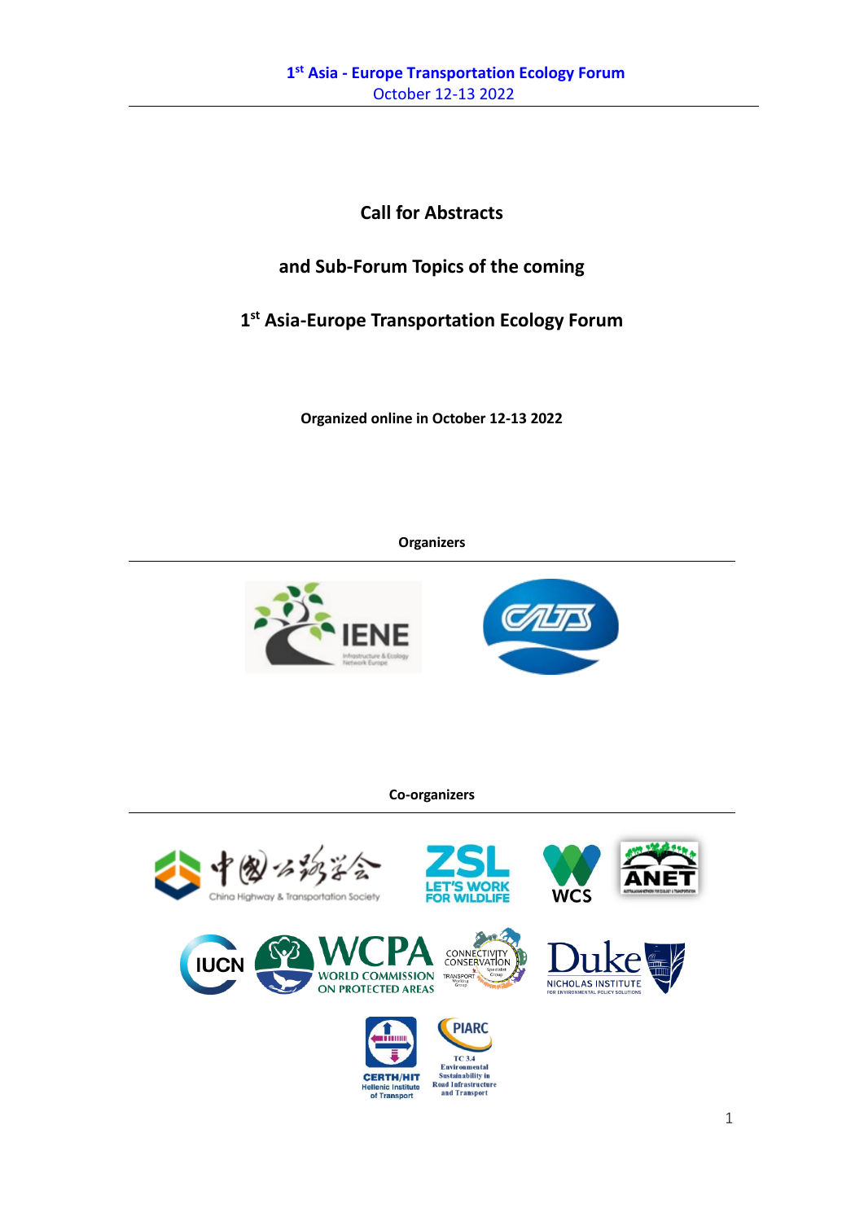# Call for Abstracts

## and Sub-Forum Topics of the coming

## 1st Asia-Europe Transportation Ecology Forum

**Organized online in October 12-13 2022**

**Organizers**

**Co-organizers**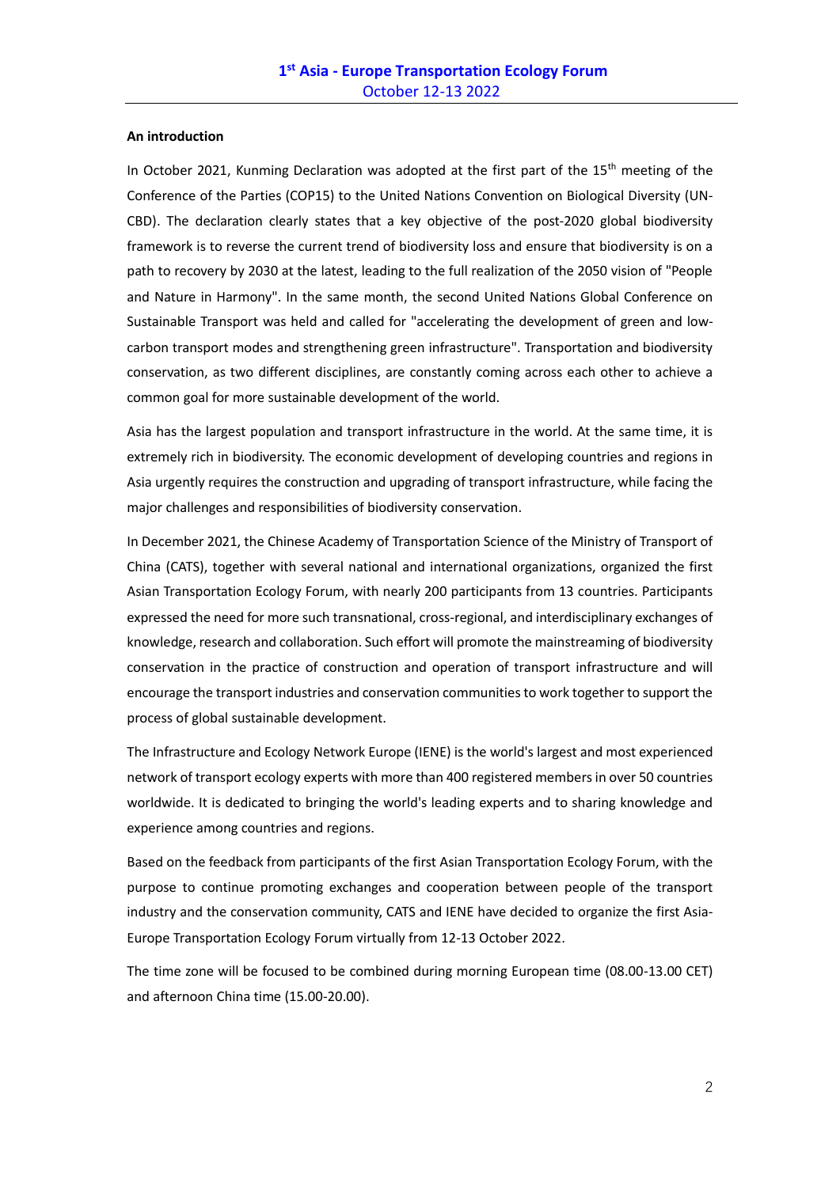**An introduction**

In October 2021, Kunming Declaration was adopted at the first part of the 15th meeting of the Conference of the Parties (COP15) to the United Nations Convention on Biological Diversity (UN-CBD). The declaration clearly states that a key objective of the post-2020 global biodiversity framework is to reverse the current trend of biodiversity loss and ensure that biodiversity is on a path to recovery by 2030 at the latest, leading to the full realization of the 2050 vision of "People and Nature in Harmony". In the same month, the second United Nations Global Conference on Sustainable Transport was held and called for "accelerating the development of green and low-carbon transport modes and strengthening green infrastructure". Transportation and biodiversity conservation, as two different disciplines, are constantly coming across each other to achieve a common goal for more sustainable development of the world.

Asia has the largest population and transport infrastructure in the world. At the same time, it is extremely rich in biodiversity. The economic development of developing countries and regions in Asia urgently requires the construction and upgrading of transport infrastructure, while facing the major challenges and responsibilities of biodiversity conservation.

In December 2021, the Chinese Academy of Transportation Science of the Ministry of Transport of China (CATS), together with several national and international organizations, organized the first Asian Transportation Ecology Forum, with nearly 200 participants from 13 countries. Participants expressed the need for more such transnational, cross-regional, and interdisciplinary exchanges of knowledge, research and collaboration. Such effort will promote the mainstreaming of biodiversity conservation in the practice of construction and operation of transport infrastructure and will encourage the transport industries and conservation communities to work together to support the process of global sustainable development.

The Infrastructure and Ecology Network Europe (IENE) is the world's largest and most experienced network of transport ecology experts with more than 400 registered members in over 50 countries worldwide. It is dedicated to bringing the world's leading experts and to sharing knowledge and experience among countries and regions.

Based on the feedback from participants of the first Asian Transportation Ecology Forum, with the purpose to continue promoting exchanges and cooperation between people of the transport industry and the conservation community, CATS and IENE have decided to organize the first Asia-Europe Transportation Ecology Forum virtually from 12-13 October 2022.

The time zone will be focused to be combined during morning European time (08.00-13.00 CET) and afternoon China time (15.00-20.00).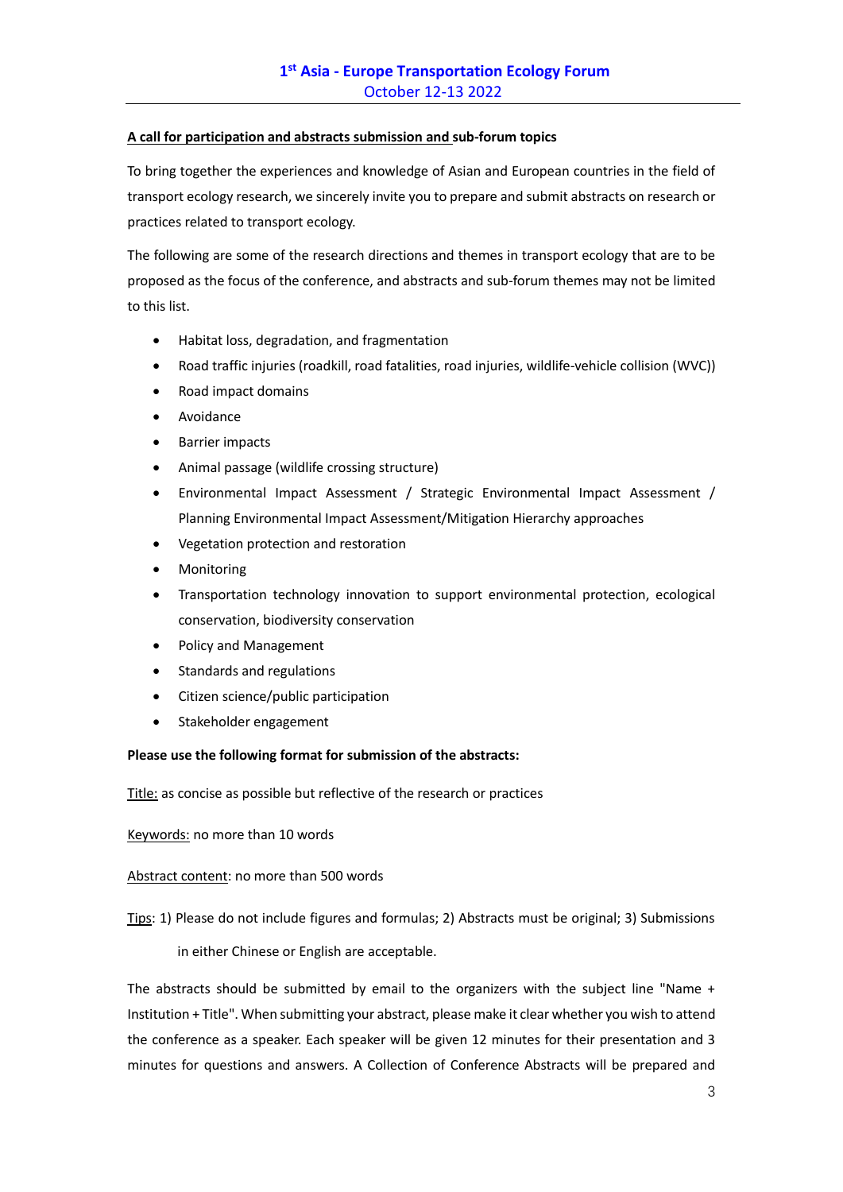**A call for participation and abstracts submission and sub-forum topics**

To bring together the experiences and knowledge of Asian and European countries in the field of transport ecology research, we sincerely invite you to prepare and submit abstracts on research or practices related to transport ecology.

The following are some of the research directions and themes in transport ecology that are to be proposed as the focus of the conference, and abstracts and sub-forum themes may not be limited to this list.

- Habitat loss, degradation, and fragmentation
- Road traffic injuries (roadkill, road fatalities, road injuries, wildlife-vehicle collision (WVC))
- Road impact domains
- Avoidance
- Barrier impacts
- Animal passage (wildlife crossing structure)
- Environmental Impact Assessment / Strategic Environmental Impact Assessment / Planning Environmental Impact Assessment/Mitigation Hierarchy approaches
- Vegetation protection and restoration
- Monitoring
- Transportation technology innovation to support environmental protection, ecological conservation, biodiversity conservation
- Policy and Management
- Standards and regulations
- Citizen science/public participation
- Stakeholder engagement

**Please use the following format for submission of the abstracts:**

Title: as concise as possible but reflective of the research or practices

Keywords: no more than 10 words

Abstract content: no more than 500 words

Tips: 1) Please do not include figures and formulas; 2) Abstracts must be original; 3) Submissions in either Chinese or English are acceptable.

The abstracts should be submitted by email to the organizers with the subject line "Name + Institution + Title". When submitting your abstract, please make it clear whether you wish to attend the conference as a speaker. Each speaker will be given 12 minutes for their presentation and 3 minutes for questions and answers. A Collection of Conference Abstracts will be prepared and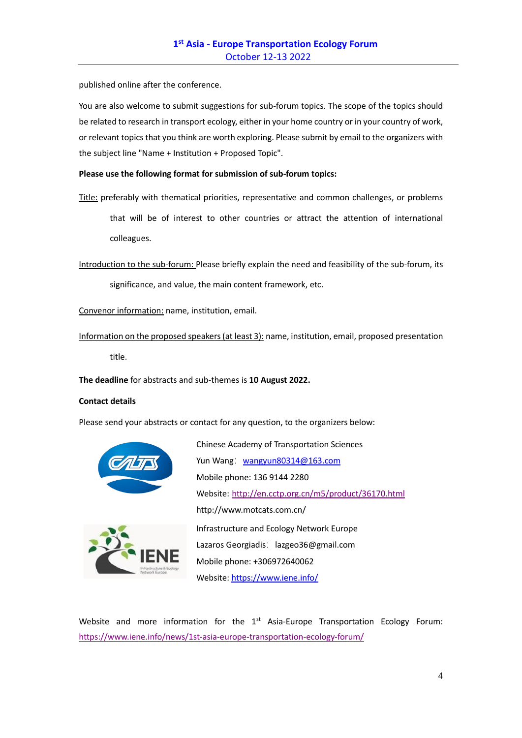published online after the conference.

You are also welcome to submit suggestions for sub-forum topics. The scope of the topics should be related to research in transport ecology, either in your home country or in your country of work, or relevant topics that you think are worth exploring. Please submit by email to the organizers with the subject line "Name + Institution + Proposed Topic".

**Please use the following format for submission of sub-forum topics:**

Title: preferably with thematical priorities, representative and common challenges, or problems that will be of interest to other countries or attract the attention of international colleagues.

Introduction to the sub-forum: Please briefly explain the need and feasibility of the sub-forum, its significance, and value, the main content framework, etc.

Convenor information: name, institution, email.

Information on the proposed speakers (at least 3): name, institution, email, proposed presentation title.

**The deadline** for abstracts and sub-themes is **10 August 2022.**

**Contact details**

Please send your abstracts or contact for any question, to the organizers below:

Chinese Academy of Transportation Sciences  
Yun Wang： wangyun80314@163.com  
Mobile phone: 136 9144 2280  
Website: http://en.cctp.org.cn/m5/product/36170.html  
http://www.motcats.com.cn/

Infrastructure and Ecology Network Europe  
Lazaros Georgiadis： lazgeo36@gmail.com  
Mobile phone: +306972640062  
Website: https://www.iene.info/

Website and more information for the 1st Asia-Europe Transportation Ecology Forum: https://www.iene.info/news/1st-asia-europe-transportation-ecology-forum/